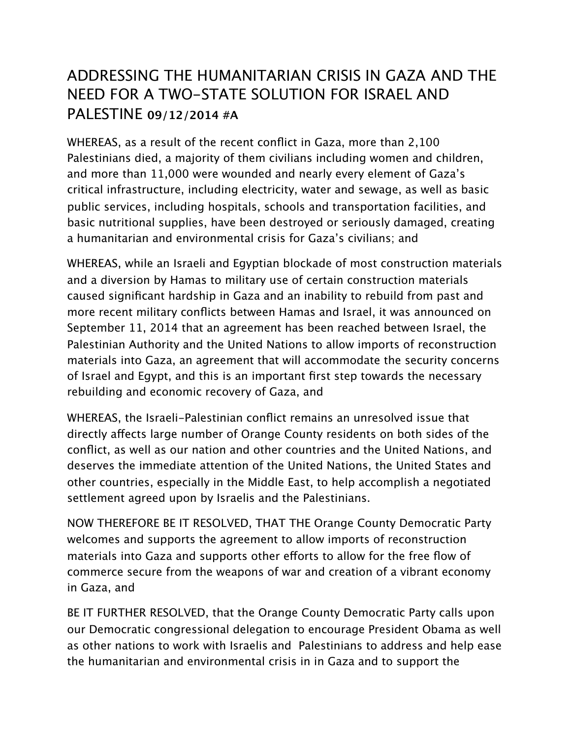# ADDRESSING THE HUMANITARIAN CRISIS IN GAZA AND THE NEED FOR A TWO-STATE SOLUTION FOR ISRAEL AND PALESTINE **09/12/2014 #A**

WHEREAS, as a result of the recent conflict in Gaza, more than 2,100 Palestinians died, a majority of them civilians including women and children, and more than 11,000 were wounded and nearly every element of Gaza's critical infrastructure, including electricity, water and sewage, as well as basic public services, including hospitals, schools and transportation facilities, and basic nutritional supplies, have been destroyed or seriously damaged, creating a humanitarian and environmental crisis for Gaza's civilians; and

WHEREAS, while an Israeli and Egyptian blockade of most construction materials and a diversion by Hamas to military use of certain construction materials caused significant hardship in Gaza and an inability to rebuild from past and more recent military conflicts between Hamas and Israel, it was announced on September 11, 2014 that an agreement has been reached between Israel, the Palestinian Authority and the United Nations to allow imports of reconstruction materials into Gaza, an agreement that will accommodate the security concerns of Israel and Egypt, and this is an important first step towards the necessary rebuilding and economic recovery of Gaza, and

WHEREAS, the Israeli-Palestinian conflict remains an unresolved issue that directly affects large number of Orange County residents on both sides of the conflict, as well as our nation and other countries and the United Nations, and deserves the immediate attention of the United Nations, the United States and other countries, especially in the Middle East, to help accomplish a negotiated settlement agreed upon by Israelis and the Palestinians.

NOW THEREFORE BE IT RESOLVED, THAT THE Orange County Democratic Party welcomes and supports the agreement to allow imports of reconstruction materials into Gaza and supports other efforts to allow for the free flow of commerce secure from the weapons of war and creation of a vibrant economy in Gaza, and

BE IT FURTHER RESOLVED, that the Orange County Democratic Party calls upon our Democratic congressional delegation to encourage President Obama as well as other nations to work with Israelis and Palestinians to address and help ease the humanitarian and environmental crisis in in Gaza and to support the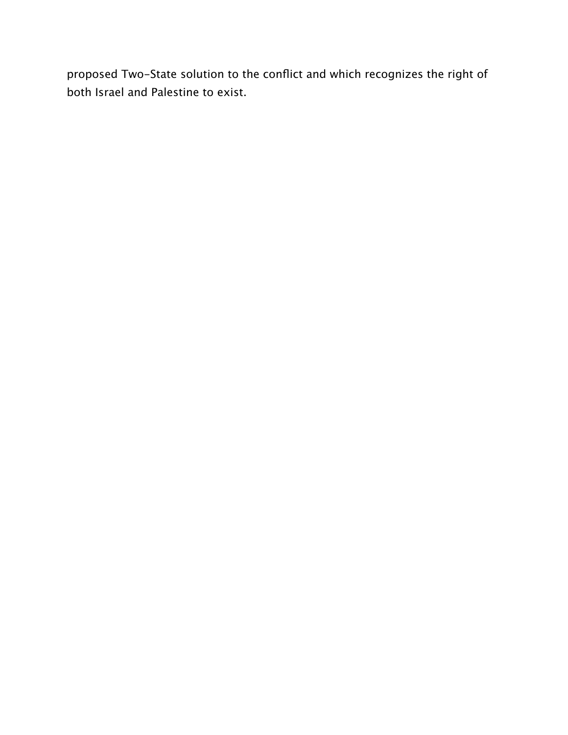proposed Two-State solution to the conflict and which recognizes the right of both Israel and Palestine to exist.